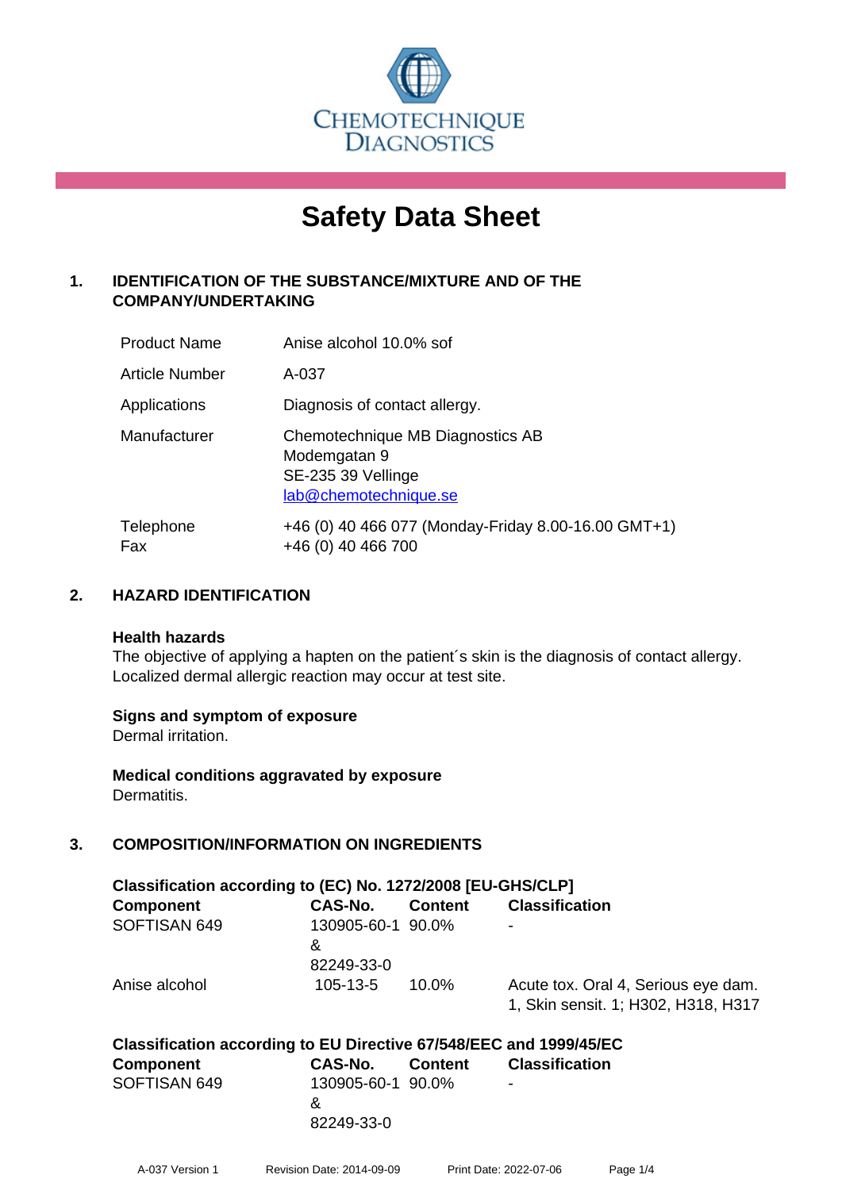CHEMOTECHNIQUE DIAGNOSTICS

# Safety Data Sheet

## 1. IDENTIFICATION OF THE SUBSTANCE/MIXTURE AND OF THE COMPANY/UNDERTAKING

| | |
|---|---|
| Product Name | Anise alcohol 10.0% sof |
| Article Number | A-037 |
| Applications | Diagnosis of contact allergy. |
| Manufacturer | Chemotechnique MB Diagnostics AB<br>Modemgatan 9<br>SE-235 39 Vellinge<br>lab@chemotechnique.se |
| Telephone<br>Fax | +46 (0) 40 466 077 (Monday-Friday 8.00-16.00 GMT+1)<br>+46 (0) 40 466 700 |

## 2. HAZARD IDENTIFICATION

**Health hazards**

The objective of applying a hapten on the patient´s skin is the diagnosis of contact allergy. Localized dermal allergic reaction may occur at test site.

**Signs and symptom of exposure**

Dermal irritation.

**Medical conditions aggravated by exposure**

Dermatitis.

## 3. COMPOSITION/INFORMATION ON INGREDIENTS

**Classification according to (EC) No. 1272/2008 [EU-GHS/CLP]**

| Component | CAS-No. | Content | Classification |
|---|---|---|---|
| SOFTISAN 649 | 130905-60-1 & 82249-33-0 | 90.0% | - |
| Anise alcohol | 105-13-5 | 10.0% | Acute tox. Oral 4, Serious eye dam. 1, Skin sensit. 1; H302, H318, H317 |

**Classification according to EU Directive 67/548/EEC and 1999/45/EC**

| Component | CAS-No. | Content | Classification |
|---|---|---|---|
| SOFTISAN 649 | 130905-60-1 & 82249-33-0 | 90.0% | - |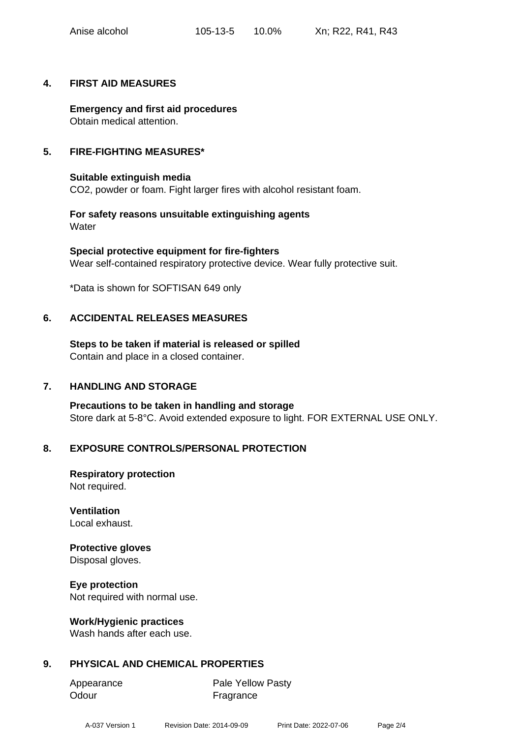| Anise alcohol | 105-13-5 | 10.0% | Xn; R22, R41, R43 |
|---|---|---|---|

## 4. FIRST AID MEASURES

**Emergency and first aid procedures**
Obtain medical attention.

## 5. FIRE-FIGHTING MEASURES*

**Suitable extinguish media**
$CO_2$, powder or foam. Fight larger fires with alcohol resistant foam.

**For safety reasons unsuitable extinguishing agents**
Water

**Special protective equipment for fire-fighters**
Wear self-contained respiratory protective device. Wear fully protective suit.

*Data is shown for SOFTISAN 649 only

## 6. ACCIDENTAL RELEASES MEASURES

**Steps to be taken if material is released or spilled**
Contain and place in a closed container.

## 7. HANDLING AND STORAGE

**Precautions to be taken in handling and storage**
Store dark at 5-8°C. Avoid extended exposure to light. FOR EXTERNAL USE ONLY.

## 8. EXPOSURE CONTROLS/PERSONAL PROTECTION

**Respiratory protection**
Not required.

**Ventilation**
Local exhaust.

**Protective gloves**
Disposal gloves.

**Eye protection**
Not required with normal use.

**Work/Hygienic practices**
Wash hands after each use.

## 9. PHYSICAL AND CHEMICAL PROPERTIES

| Appearance | Pale Yellow Pasty |
|---|---|
| Odour | Fragrance |

A-037 Version 1 Revision Date: 2014-09-09 Print Date: 2022-07-06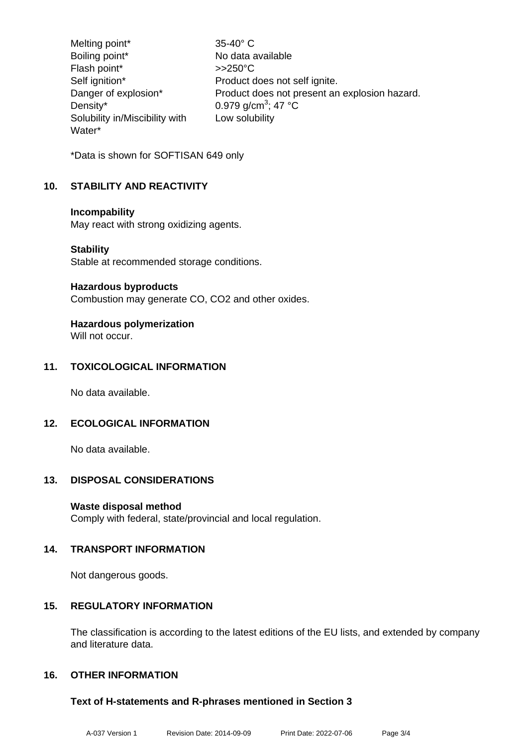| | |
|---|---|
| Melting point* | 35-40° C |
| Boiling point* | No data available |
| Flash point* | >>250°C |
| Self ignition* | Product does not self ignite. |
| Danger of explosion* | Product does not present an explosion hazard. |
| Density* | 0.979 g/cm$^3$; 47 °C |
| Solubility in/Miscibility with Water* | Low solubility |

*Data is shown for SOFTISAN 649 only

## 10. STABILITY AND REACTIVITY

**Incompability**
May react with strong oxidizing agents.

**Stability**
Stable at recommended storage conditions.

**Hazardous byproducts**
Combustion may generate CO, CO2 and other oxides.

**Hazardous polymerization**
Will not occur.

## 11. TOXICOLOGICAL INFORMATION

No data available.

## 12. ECOLOGICAL INFORMATION

No data available.

## 13. DISPOSAL CONSIDERATIONS

**Waste disposal method**
Comply with federal, state/provincial and local regulation.

## 14. TRANSPORT INFORMATION

Not dangerous goods.

## 15. REGULATORY INFORMATION

The classification is according to the latest editions of the EU lists, and extended by company and literature data.

## 16. OTHER INFORMATION

**Text of H-statements and R-phrases mentioned in Section 3**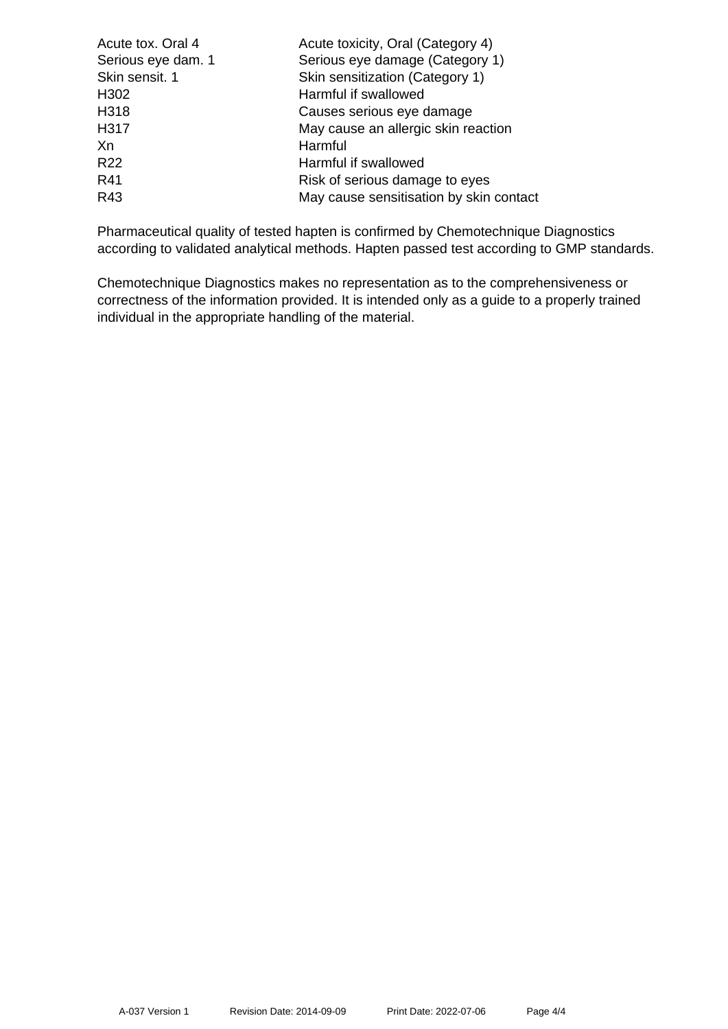| | |
|---|---|
| Acute tox. Oral 4 | Acute toxicity, Oral (Category 4) |
| Serious eye dam. 1 | Serious eye damage (Category 1) |
| Skin sensit. 1 | Skin sensitization (Category 1) |
| H302 | Harmful if swallowed |
| H318 | Causes serious eye damage |
| H317 | May cause an allergic skin reaction |
| Xn | Harmful |
| R22 | Harmful if swallowed |
| R41 | Risk of serious damage to eyes |
| R43 | May cause sensitisation by skin contact |

Pharmaceutical quality of tested hapten is confirmed by Chemotechnique Diagnostics according to validated analytical methods. Hapten passed test according to GMP standards.

Chemotechnique Diagnostics makes no representation as to the comprehensiveness or correctness of the information provided. It is intended only as a guide to a properly trained individual in the appropriate handling of the material.